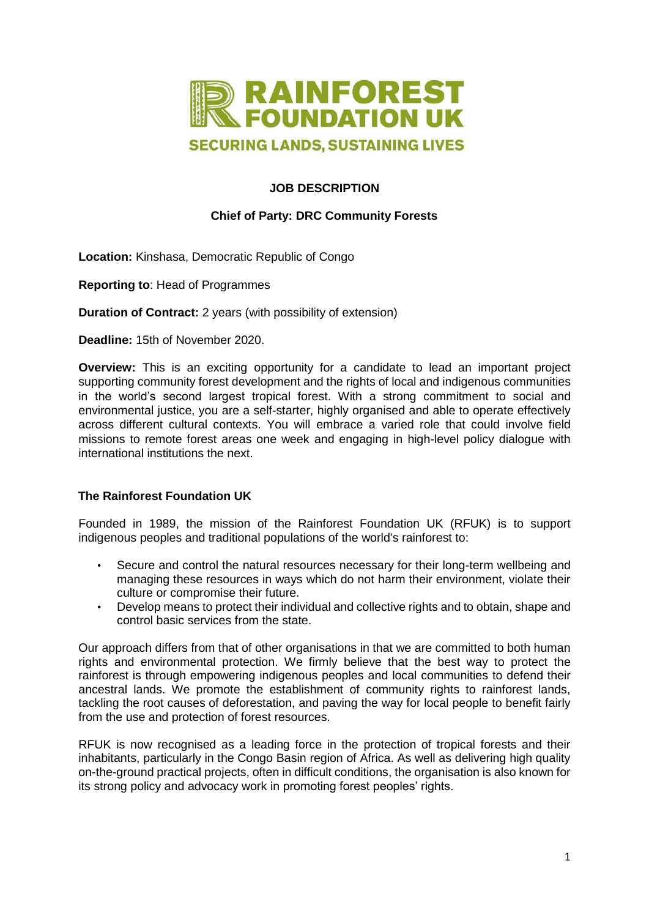# RAINFOREST FOUNDATION UK

**SECURING LANDS, SUSTAINING LIVES**

## JOB DESCRIPTION

### Chief of Party: DRC Community Forests

**Location:** Kinshasa, Democratic Republic of Congo

**Reporting to**: Head of Programmes

**Duration of Contract:** 2 years (with possibility of extension)

**Deadline:** 15th of November 2020.

**Overview:** This is an exciting opportunity for a candidate to lead an important project supporting community forest development and the rights of local and indigenous communities in the world's second largest tropical forest. With a strong commitment to social and environmental justice, you are a self-starter, highly organised and able to operate effectively across different cultural contexts. You will embrace a varied role that could involve field missions to remote forest areas one week and engaging in high-level policy dialogue with international institutions the next.

### The Rainforest Foundation UK

Founded in 1989, the mission of the Rainforest Foundation UK (RFUK) is to support indigenous peoples and traditional populations of the world's rainforest to:

- Secure and control the natural resources necessary for their long-term wellbeing and managing these resources in ways which do not harm their environment, violate their culture or compromise their future.
- Develop means to protect their individual and collective rights and to obtain, shape and control basic services from the state.

Our approach differs from that of other organisations in that we are committed to both human rights and environmental protection. We firmly believe that the best way to protect the rainforest is through empowering indigenous peoples and local communities to defend their ancestral lands. We promote the establishment of community rights to rainforest lands, tackling the root causes of deforestation, and paving the way for local people to benefit fairly from the use and protection of forest resources.

RFUK is now recognised as a leading force in the protection of tropical forests and their inhabitants, particularly in the Congo Basin region of Africa. As well as delivering high quality on-the-ground practical projects, often in difficult conditions, the organisation is also known for its strong policy and advocacy work in promoting forest peoples' rights.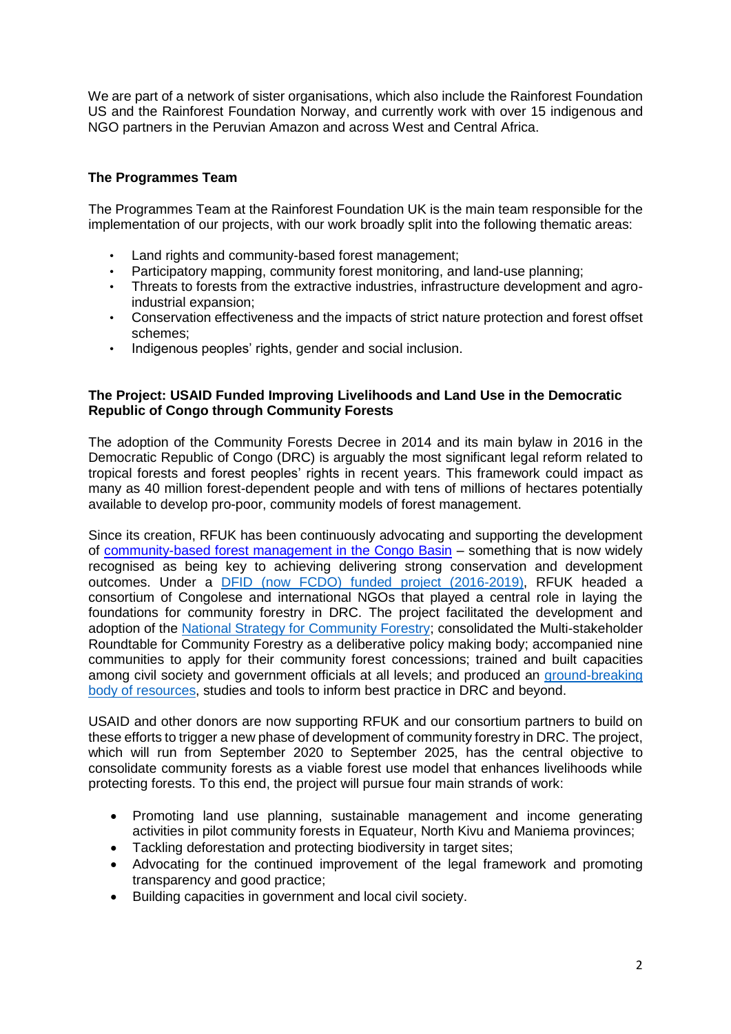We are part of a network of sister organisations, which also include the Rainforest Foundation US and the Rainforest Foundation Norway, and currently work with over 15 indigenous and NGO partners in the Peruvian Amazon and across West and Central Africa.

**The Programmes Team**

The Programmes Team at the Rainforest Foundation UK is the main team responsible for the implementation of our projects, with our work broadly split into the following thematic areas:

- Land rights and community-based forest management;
- Participatory mapping, community forest monitoring, and land-use planning;
- Threats to forests from the extractive industries, infrastructure development and agro-industrial expansion;
- Conservation effectiveness and the impacts of strict nature protection and forest offset schemes;
- Indigenous peoples' rights, gender and social inclusion.

**The Project: USAID Funded Improving Livelihoods and Land Use in the Democratic Republic of Congo through Community Forests**

The adoption of the Community Forests Decree in 2014 and its main bylaw in 2016 in the Democratic Republic of Congo (DRC) is arguably the most significant legal reform related to tropical forests and forest peoples' rights in recent years. This framework could impact as many as 40 million forest-dependent people and with tens of millions of hectares potentially available to develop pro-poor, community models of forest management.

Since its creation, RFUK has been continuously advocating and supporting the development of community-based forest management in the Congo Basin – something that is now widely recognised as being key to achieving delivering strong conservation and development outcomes. Under a DFID (now FCDO) funded project (2016-2019), RFUK headed a consortium of Congolese and international NGOs that played a central role in laying the foundations for community forestry in DRC. The project facilitated the development and adoption of the National Strategy for Community Forestry; consolidated the Multi-stakeholder Roundtable for Community Forestry as a deliberative policy making body; accompanied nine communities to apply for their community forest concessions; trained and built capacities among civil society and government officials at all levels; and produced an ground-breaking body of resources, studies and tools to inform best practice in DRC and beyond.

USAID and other donors are now supporting RFUK and our consortium partners to build on these efforts to trigger a new phase of development of community forestry in DRC. The project, which will run from September 2020 to September 2025, has the central objective to consolidate community forests as a viable forest use model that enhances livelihoods while protecting forests. To this end, the project will pursue four main strands of work:

- Promoting land use planning, sustainable management and income generating activities in pilot community forests in Equateur, North Kivu and Maniema provinces;
- Tackling deforestation and protecting biodiversity in target sites;
- Advocating for the continued improvement of the legal framework and promoting transparency and good practice;
- Building capacities in government and local civil society.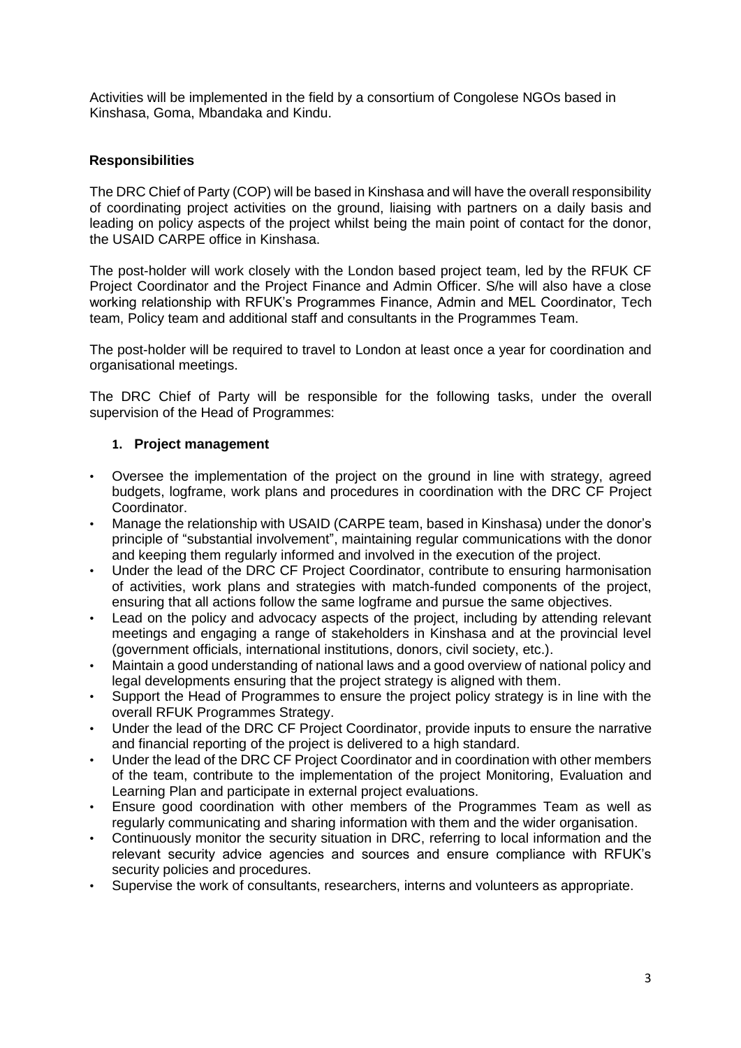Activities will be implemented in the field by a consortium of Congolese NGOs based in Kinshasa, Goma, Mbandaka and Kindu.

**Responsibilities**

The DRC Chief of Party (COP) will be based in Kinshasa and will have the overall responsibility of coordinating project activities on the ground, liaising with partners on a daily basis and leading on policy aspects of the project whilst being the main point of contact for the donor, the USAID CARPE office in Kinshasa.

The post-holder will work closely with the London based project team, led by the RFUK CF Project Coordinator and the Project Finance and Admin Officer. S/he will also have a close working relationship with RFUK's Programmes Finance, Admin and MEL Coordinator, Tech team, Policy team and additional staff and consultants in the Programmes Team.

The post-holder will be required to travel to London at least once a year for coordination and organisational meetings.

The DRC Chief of Party will be responsible for the following tasks, under the overall supervision of the Head of Programmes:

1. **Project management**

- Oversee the implementation of the project on the ground in line with strategy, agreed budgets, logframe, work plans and procedures in coordination with the DRC CF Project Coordinator.
- Manage the relationship with USAID (CARPE team, based in Kinshasa) under the donor's principle of "substantial involvement", maintaining regular communications with the donor and keeping them regularly informed and involved in the execution of the project.
- Under the lead of the DRC CF Project Coordinator, contribute to ensuring harmonisation of activities, work plans and strategies with match-funded components of the project, ensuring that all actions follow the same logframe and pursue the same objectives.
- Lead on the policy and advocacy aspects of the project, including by attending relevant meetings and engaging a range of stakeholders in Kinshasa and at the provincial level (government officials, international institutions, donors, civil society, etc.).
- Maintain a good understanding of national laws and a good overview of national policy and legal developments ensuring that the project strategy is aligned with them.
- Support the Head of Programmes to ensure the project policy strategy is in line with the overall RFUK Programmes Strategy.
- Under the lead of the DRC CF Project Coordinator, provide inputs to ensure the narrative and financial reporting of the project is delivered to a high standard.
- Under the lead of the DRC CF Project Coordinator and in coordination with other members of the team, contribute to the implementation of the project Monitoring, Evaluation and Learning Plan and participate in external project evaluations.
- Ensure good coordination with other members of the Programmes Team as well as regularly communicating and sharing information with them and the wider organisation.
- Continuously monitor the security situation in DRC, referring to local information and the relevant security advice agencies and sources and ensure compliance with RFUK's security policies and procedures.
- Supervise the work of consultants, researchers, interns and volunteers as appropriate.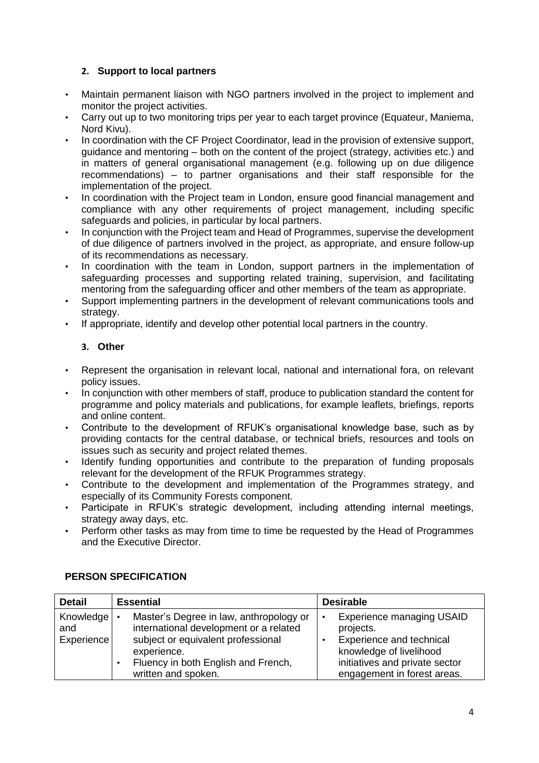### 2. Support to local partners

- Maintain permanent liaison with NGO partners involved in the project to implement and monitor the project activities.
- Carry out up to two monitoring trips per year to each target province (Equateur, Maniema, Nord Kivu).
- In coordination with the CF Project Coordinator, lead in the provision of extensive support, guidance and mentoring – both on the content of the project (strategy, activities etc.) and in matters of general organisational management (e.g. following up on due diligence recommendations) – to partner organisations and their staff responsible for the implementation of the project.
- In coordination with the Project team in London, ensure good financial management and compliance with any other requirements of project management, including specific safeguards and policies, in particular by local partners.
- In conjunction with the Project team and Head of Programmes, supervise the development of due diligence of partners involved in the project, as appropriate, and ensure follow-up of its recommendations as necessary.
- In coordination with the team in London, support partners in the implementation of safeguarding processes and supporting related training, supervision, and facilitating mentoring from the safeguarding officer and other members of the team as appropriate.
- Support implementing partners in the development of relevant communications tools and strategy.
- If appropriate, identify and develop other potential local partners in the country.

### 3. Other

- Represent the organisation in relevant local, national and international fora, on relevant policy issues.
- In conjunction with other members of staff, produce to publication standard the content for programme and policy materials and publications, for example leaflets, briefings, reports and online content.
- Contribute to the development of RFUK's organisational knowledge base, such as by providing contacts for the central database, or technical briefs, resources and tools on issues such as security and project related themes.
- Identify funding opportunities and contribute to the preparation of funding proposals relevant for the development of the RFUK Programmes strategy.
- Contribute to the development and implementation of the Programmes strategy, and especially of its Community Forests component.
- Participate in RFUK's strategic development, including attending internal meetings, strategy away days, etc.
- Perform other tasks as may from time to time be requested by the Head of Programmes and the Executive Director.

## PERSON SPECIFICATION

| Detail | Essential | Desirable |
|---|---|---|
| Knowledge and Experience | • Master's Degree in law, anthropology or international development or a related subject or equivalent professional experience.<br>• Fluency in both English and French, written and spoken. | • Experience managing USAID projects.<br>• Experience and technical knowledge of livelihood initiatives and private sector engagement in forest areas. |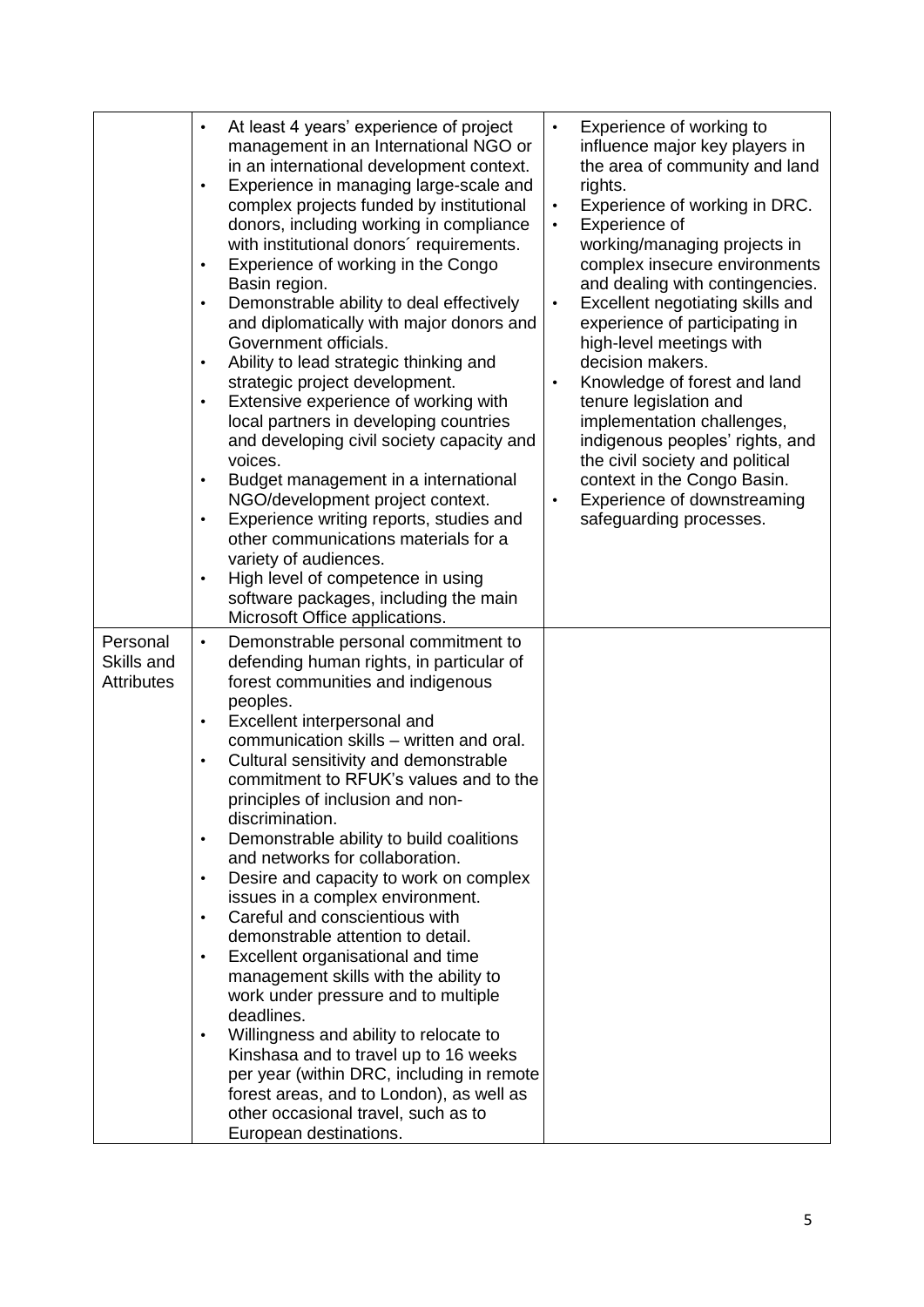| | | |
|---|---|---|
| | • At least 4 years' experience of project management in an International NGO or in an international development context.<br>• Experience in managing large-scale and complex projects funded by institutional donors, including working in compliance with institutional donors´ requirements.<br>• Experience of working in the Congo Basin region.<br>• Demonstrable ability to deal effectively and diplomatically with major donors and Government officials.<br>• Ability to lead strategic thinking and strategic project development.<br>• Extensive experience of working with local partners in developing countries and developing civil society capacity and voices.<br>• Budget management in a international NGO/development project context.<br>• Experience writing reports, studies and other communications materials for a variety of audiences.<br>• High level of competence in using software packages, including the main Microsoft Office applications. | • Experience of working to influence major key players in the area of community and land rights.<br>• Experience of working in DRC.<br>• Experience of working/managing projects in complex insecure environments and dealing with contingencies.<br>• Excellent negotiating skills and experience of participating in high-level meetings with decision makers.<br>• Knowledge of forest and land tenure legislation and implementation challenges, indigenous peoples' rights, and the civil society and political context in the Congo Basin.<br>• Experience of downstreaming safeguarding processes. |
| Personal Skills and Attributes | • Demonstrable personal commitment to defending human rights, in particular of forest communities and indigenous peoples.<br>• Excellent interpersonal and communication skills – written and oral.<br>• Cultural sensitivity and demonstrable commitment to RFUK's values and to the principles of inclusion and non-discrimination.<br>• Demonstrable ability to build coalitions and networks for collaboration.<br>• Desire and capacity to work on complex issues in a complex environment.<br>• Careful and conscientious with demonstrable attention to detail.<br>• Excellent organisational and time management skills with the ability to work under pressure and to multiple deadlines.<br>• Willingness and ability to relocate to Kinshasa and to travel up to 16 weeks per year (within DRC, including in remote forest areas, and to London), as well as other occasional travel, such as to European destinations. | |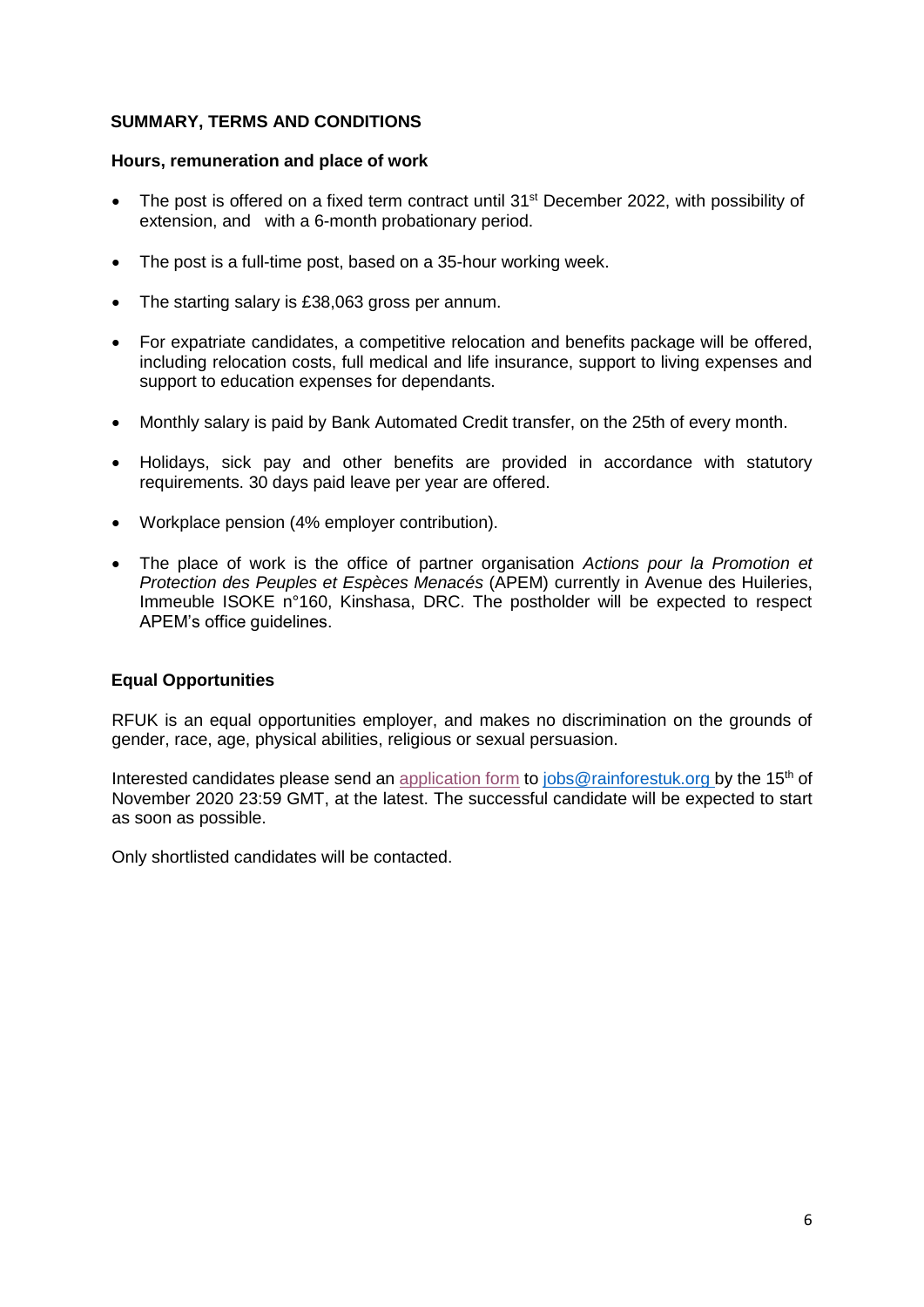## SUMMARY, TERMS AND CONDITIONS

### Hours, remuneration and place of work

- The post is offered on a fixed term contract until 31st December 2022, with possibility of extension, and with a 6-month probationary period.
- The post is a full-time post, based on a 35-hour working week.
- The starting salary is £38,063 gross per annum.
- For expatriate candidates, a competitive relocation and benefits package will be offered, including relocation costs, full medical and life insurance, support to living expenses and support to education expenses for dependants.
- Monthly salary is paid by Bank Automated Credit transfer, on the 25th of every month.
- Holidays, sick pay and other benefits are provided in accordance with statutory requirements. 30 days paid leave per year are offered.
- Workplace pension (4% employer contribution).
- The place of work is the office of partner organisation *Actions pour la Promotion et Protection des Peuples et Espèces Menacés* (APEM) currently in Avenue des Huileries, Immeuble ISOKE n°160, Kinshasa, DRC. The postholder will be expected to respect APEM's office guidelines.

### Equal Opportunities

RFUK is an equal opportunities employer, and makes no discrimination on the grounds of gender, race, age, physical abilities, religious or sexual persuasion.

Interested candidates please send an application form to jobs@rainforestuk.org by the 15th of November 2020 23:59 GMT, at the latest. The successful candidate will be expected to start as soon as possible.

Only shortlisted candidates will be contacted.